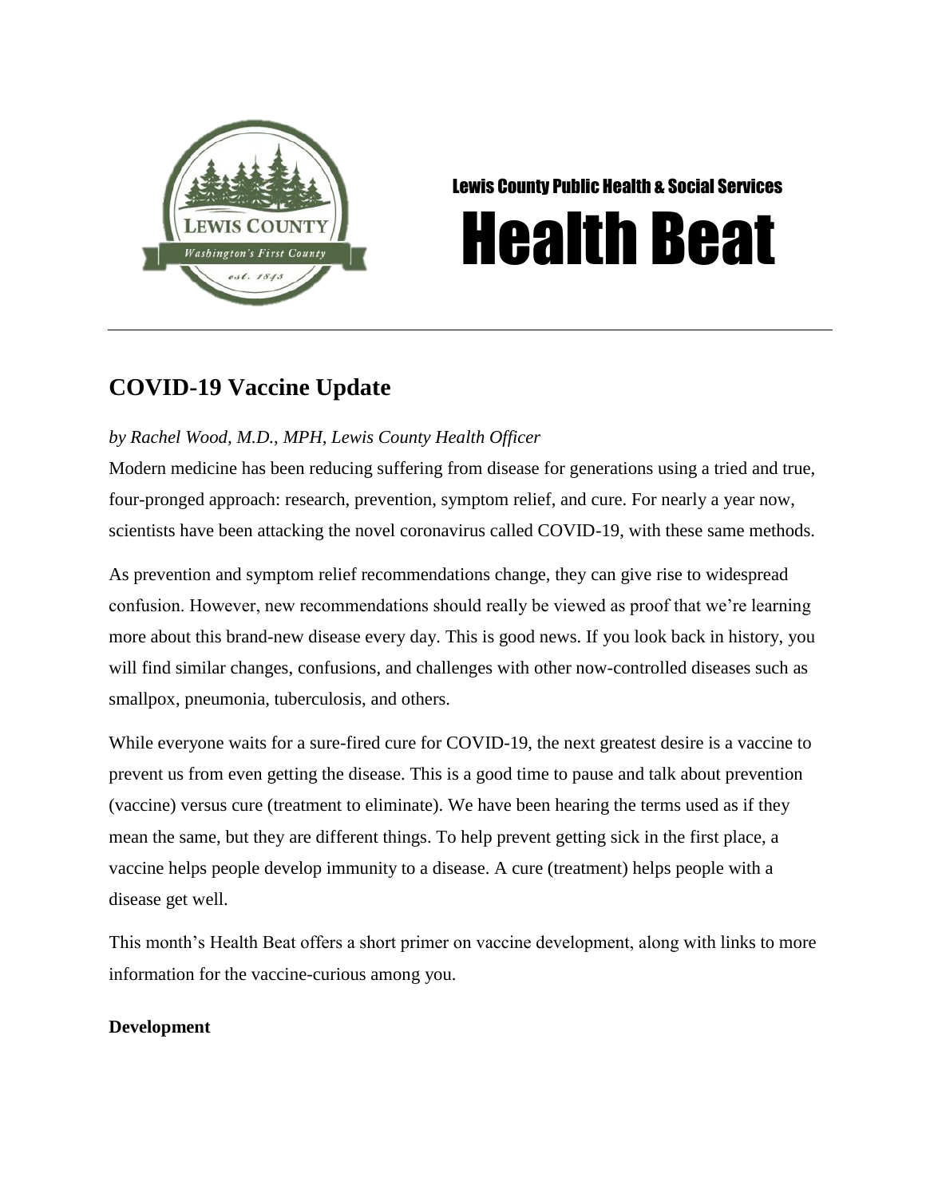Lewis County Public Health & Social Services

# Health Beat

## COVID-19 Vaccine Update

*by Rachel Wood, M.D., MPH, Lewis County Health Officer*

Modern medicine has been reducing suffering from disease for generations using a tried and true, four-pronged approach: research, prevention, symptom relief, and cure. For nearly a year now, scientists have been attacking the novel coronavirus called COVID-19, with these same methods.

As prevention and symptom relief recommendations change, they can give rise to widespread confusion. However, new recommendations should really be viewed as proof that we're learning more about this brand-new disease every day. This is good news. If you look back in history, you will find similar changes, confusions, and challenges with other now-controlled diseases such as smallpox, pneumonia, tuberculosis, and others.

While everyone waits for a sure-fired cure for COVID-19, the next greatest desire is a vaccine to prevent us from even getting the disease. This is a good time to pause and talk about prevention (vaccine) versus cure (treatment to eliminate). We have been hearing the terms used as if they mean the same, but they are different things. To help prevent getting sick in the first place, a vaccine helps people develop immunity to a disease. A cure (treatment) helps people with a disease get well.

This month's Health Beat offers a short primer on vaccine development, along with links to more information for the vaccine-curious among you.

**Development**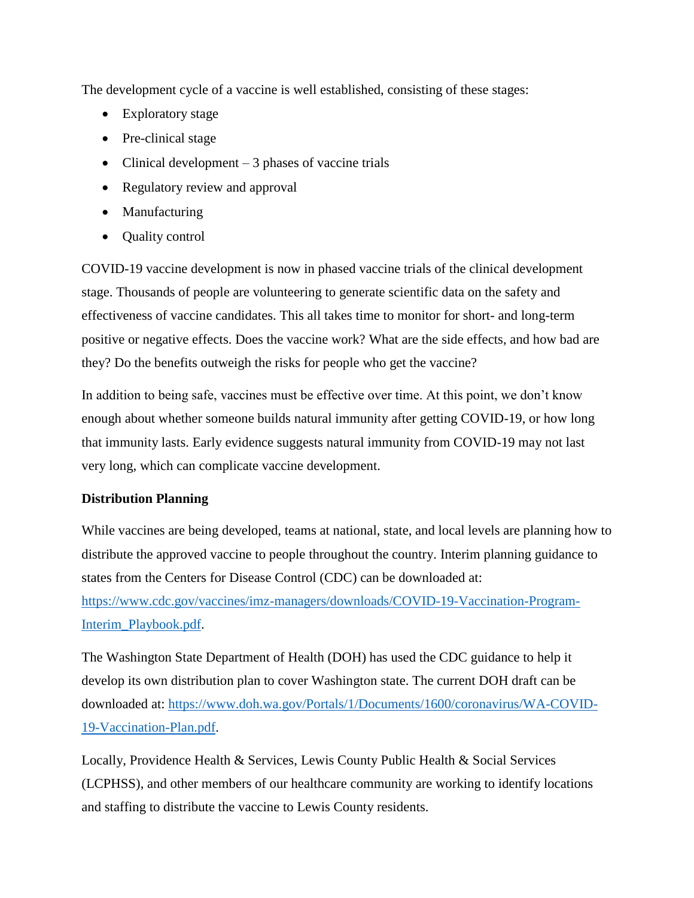The development cycle of a vaccine is well established, consisting of these stages:

- Exploratory stage
- Pre-clinical stage
- Clinical development – 3 phases of vaccine trials
- Regulatory review and approval
- Manufacturing
- Quality control

COVID-19 vaccine development is now in phased vaccine trials of the clinical development stage. Thousands of people are volunteering to generate scientific data on the safety and effectiveness of vaccine candidates. This all takes time to monitor for short- and long-term positive or negative effects. Does the vaccine work? What are the side effects, and how bad are they? Do the benefits outweigh the risks for people who get the vaccine?

In addition to being safe, vaccines must be effective over time. At this point, we don't know enough about whether someone builds natural immunity after getting COVID-19, or how long that immunity lasts. Early evidence suggests natural immunity from COVID-19 may not last very long, which can complicate vaccine development.

**Distribution Planning**

While vaccines are being developed, teams at national, state, and local levels are planning how to distribute the approved vaccine to people throughout the country. Interim planning guidance to states from the Centers for Disease Control (CDC) can be downloaded at: https://www.cdc.gov/vaccines/imz-managers/downloads/COVID-19-Vaccination-Program-Interim_Playbook.pdf.

The Washington State Department of Health (DOH) has used the CDC guidance to help it develop its own distribution plan to cover Washington state. The current DOH draft can be downloaded at: https://www.doh.wa.gov/Portals/1/Documents/1600/coronavirus/WA-COVID-19-Vaccination-Plan.pdf.

Locally, Providence Health & Services, Lewis County Public Health & Social Services (LCPHSS), and other members of our healthcare community are working to identify locations and staffing to distribute the vaccine to Lewis County residents.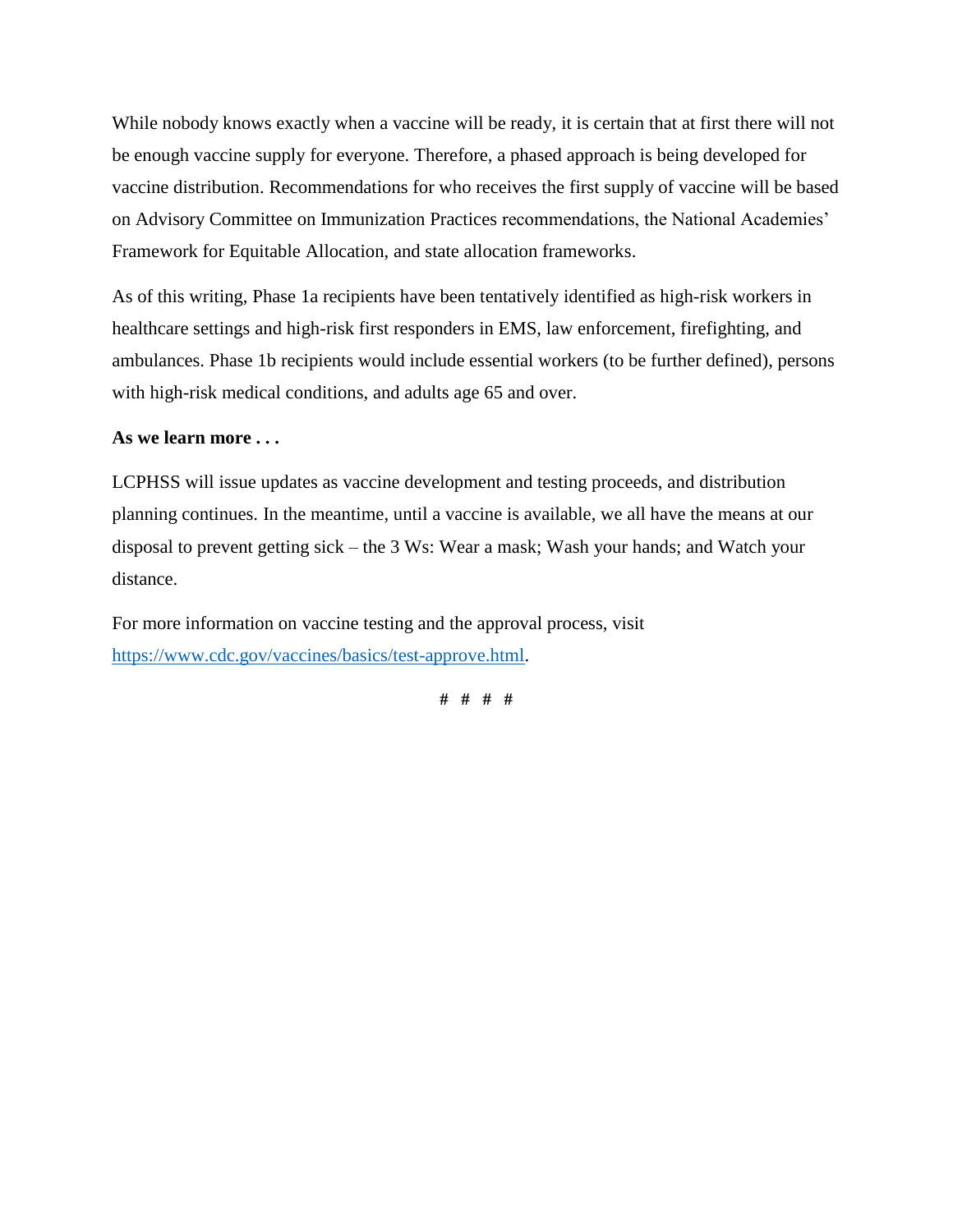While nobody knows exactly when a vaccine will be ready, it is certain that at first there will not be enough vaccine supply for everyone. Therefore, a phased approach is being developed for vaccine distribution. Recommendations for who receives the first supply of vaccine will be based on Advisory Committee on Immunization Practices recommendations, the National Academies' Framework for Equitable Allocation, and state allocation frameworks.

As of this writing, Phase 1a recipients have been tentatively identified as high-risk workers in healthcare settings and high-risk first responders in EMS, law enforcement, firefighting, and ambulances. Phase 1b recipients would include essential workers (to be further defined), persons with high-risk medical conditions, and adults age 65 and over.

**As we learn more . . .**

LCPHSS will issue updates as vaccine development and testing proceeds, and distribution planning continues. In the meantime, until a vaccine is available, we all have the means at our disposal to prevent getting sick – the 3 Ws: Wear a mask; Wash your hands; and Watch your distance.

For more information on vaccine testing and the approval process, visit [https://www.cdc.gov/vaccines/basics/test-approve.html](https://www.cdc.gov/vaccines/basics/test-approve.html).

# # # #